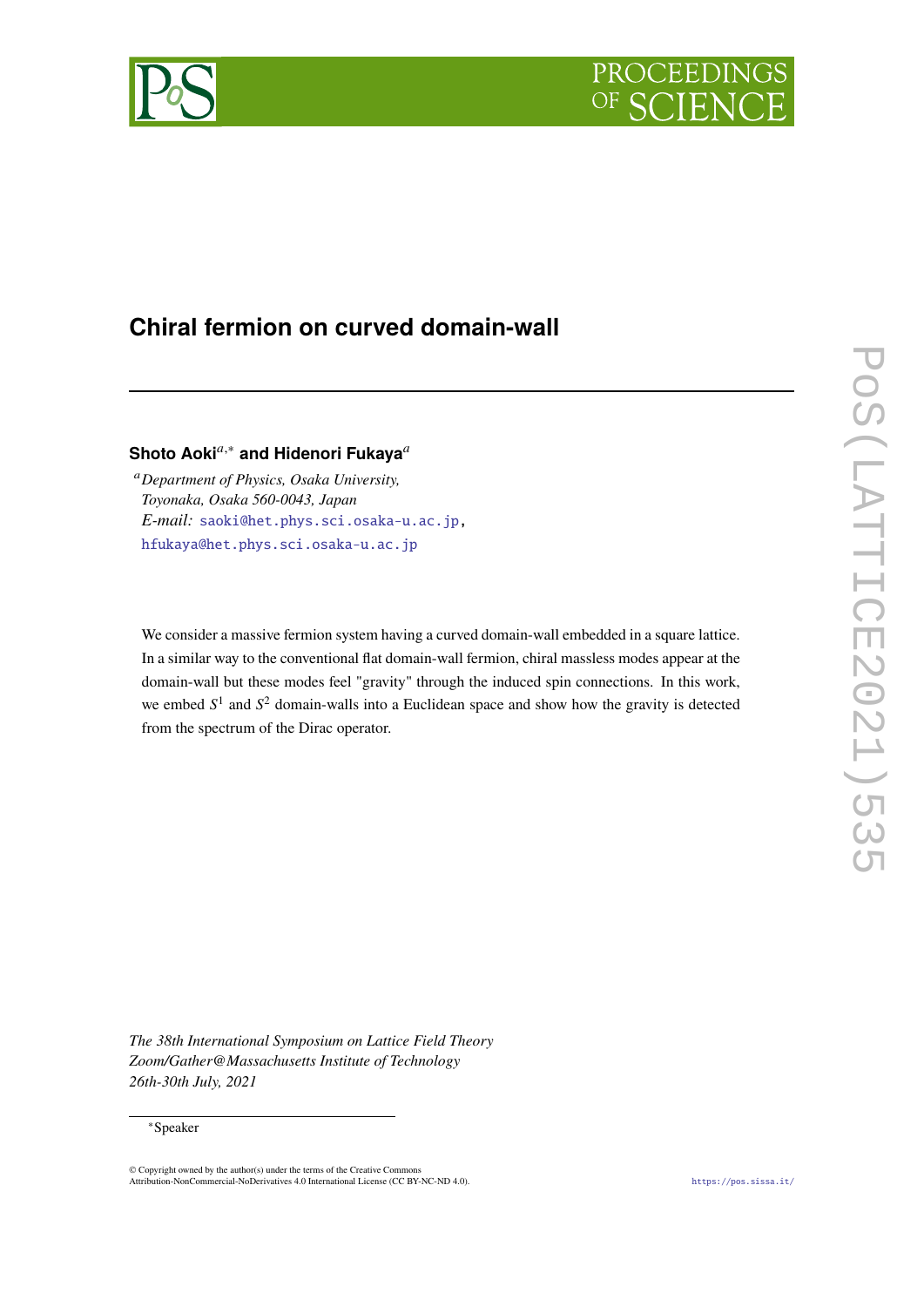# Chiral fermion on curved domain-wall

**Shoto Aoki**[a,*] **and Hidenori Fukaya**[a]

[a] *Department of Physics, Osaka University, Toyonaka, Osaka 560-0043, Japan*

*E-mail:* saoki@het.phys.sci.osaka-u.ac.jp, hfukaya@het.phys.sci.osaka-u.ac.jp

We consider a massive fermion system having a curved domain-wall embedded in a square lattice. In a similar way to the conventional flat domain-wall fermion, chiral massless modes appear at the domain-wall but these modes feel "gravity" through the induced spin connections. In this work, we embed $S^1$ and $S^2$ domain-walls into a Euclidean space and show how the gravity is detected from the spectrum of the Dirac operator.

*The 38th International Symposium on Lattice Field Theory*
*Zoom/Gather@Massachusetts Institute of Technology*
*26th-30th July, 2021*

*Speaker

© Copyright owned by the author(s) under the terms of the Creative Commons Attribution-NonCommercial-NoDerivatives 4.0 International License (CC BY-NC-ND 4.0).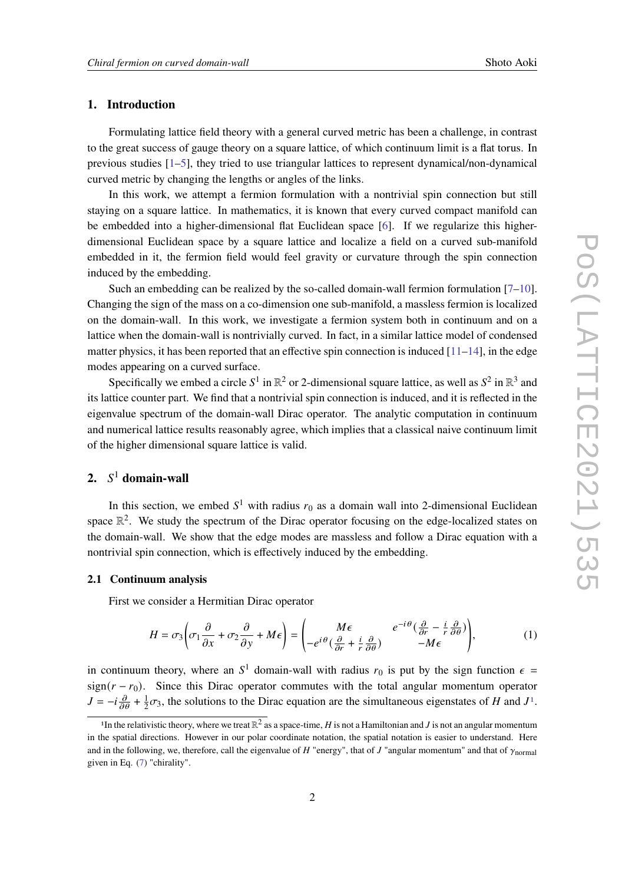## 1. Introduction

Formulating lattice field theory with a general curved metric has been a challenge, in contrast to the great success of gauge theory on a square lattice, of which continuum limit is a flat torus. In previous studies [1–5], they tried to use triangular lattices to represent dynamical/non-dynamical curved metric by changing the lengths or angles of the links.

In this work, we attempt a fermion formulation with a nontrivial spin connection but still staying on a square lattice. In mathematics, it is known that every curved compact manifold can be embedded into a higher-dimensional flat Euclidean space [6]. If we regularize this higher-dimensional Euclidean space by a square lattice and localize a field on a curved sub-manifold embedded in it, the fermion field would feel gravity or curvature through the spin connection induced by the embedding.

Such an embedding can be realized by the so-called domain-wall fermion formulation [7–10]. Changing the sign of the mass on a co-dimension one sub-manifold, a massless fermion is localized on the domain-wall. In this work, we investigate a fermion system both in continuum and on a lattice when the domain-wall is nontrivially curved. In fact, in a similar lattice model of condensed matter physics, it has been reported that an effective spin connection is induced [11–14], in the edge modes appearing on a curved surface.

Specifically we embed a circle $S^1$ in $\mathbb{R}^2$ or 2-dimensional square lattice, as well as $S^2$ in $\mathbb{R}^3$ and its lattice counter part. We find that a nontrivial spin connection is induced, and it is reflected in the eigenvalue spectrum of the domain-wall Dirac operator. The analytic computation in continuum and numerical lattice results reasonably agree, which implies that a classical naive continuum limit of the higher dimensional square lattice is valid.

## 2. $S^1$ domain-wall

In this section, we embed $S^1$ with radius $r_0$ as a domain wall into 2-dimensional Euclidean space $\mathbb{R}^2$. We study the spectrum of the Dirac operator focusing on the edge-localized states on the domain-wall. We show that the edge modes are massless and follow a Dirac equation with a nontrivial spin connection, which is effectively induced by the embedding.

### 2.1 Continuum analysis

First we consider a Hermitian Dirac operator

$$H = \sigma_3\left(\sigma_1\frac{\partial}{\partial x} + \sigma_2\frac{\partial}{\partial y} + M\epsilon\right) = \begin{pmatrix} M\epsilon & e^{-i\theta}\left(\frac{\partial}{\partial r} - \frac{i}{r}\frac{\partial}{\partial\theta}\right) \\ -e^{i\theta}\left(\frac{\partial}{\partial r} + \frac{i}{r}\frac{\partial}{\partial\theta}\right) & -M\epsilon \end{pmatrix}, \tag{1}$$

in continuum theory, where an $S^1$ domain-wall with radius $r_0$ is put by the sign function $\epsilon = \mathrm{sign}(r - r_0)$. Since this Dirac operator commutes with the total angular momentum operator $J = -i\frac{\partial}{\partial\theta} + \frac{1}{2}\sigma_3$, the solutions to the Dirac equation are the simultaneous eigenstates of $H$ and $J$[1].

[1] In the relativistic theory, where we treat $\mathbb{R}^2$ as a space-time, $H$ is not a Hamiltonian and $J$ is not an angular momentum in the spatial directions. However in our polar coordinate notation, the spatial notation is easier to understand. Here and in the following, we, therefore, call the eigenvalue of $H$ "energy", that of $J$ "angular momentum" and that of $\gamma_{\text{normal}}$ given in Eq. (7) "chirality".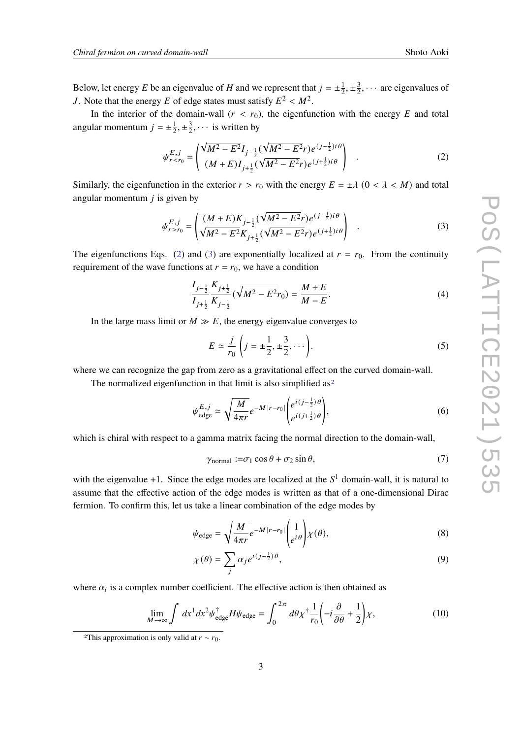Below, let energy $E$ be an eigenvalue of $H$ and we represent that $j = \pm\frac{1}{2}, \pm\frac{3}{2}, \cdots$ are eigenvalues of $J$. Note that the energy $E$ of edge states must satisfy $E^2 < M^2$.

In the interior of the domain-wall ($r < r_0$), the eigenfunction with the energy $E$ and total angular momentum $j = \pm\frac{1}{2}, \pm\frac{3}{2}, \cdots$ is written by

$$\psi^{E,j}_{r<r_0} = \begin{pmatrix} \sqrt{M^2 - E^2} I_{j-\frac{1}{2}}(\sqrt{M^2 - E^2} r) e^{(j-\frac{1}{2})i\theta} \\ (M+E) I_{j+\frac{1}{2}}(\sqrt{M^2 - E^2} r) e^{(j+\frac{1}{2})i\theta} \end{pmatrix} \quad . \tag{2}$$

Similarly, the eigenfunction in the exterior $r > r_0$ with the energy $E = \pm\lambda$ ($0 < \lambda < M$) and total angular momentum $j$ is given by

$$\psi^{E,j}_{r>r_0} = \begin{pmatrix} (M+E) K_{j-\frac{1}{2}}(\sqrt{M^2 - E^2} r) e^{(j-\frac{1}{2})i\theta} \\ \sqrt{M^2 - E^2} K_{j+\frac{1}{2}}(\sqrt{M^2 - E^2} r) e^{(j+\frac{1}{2})i\theta} \end{pmatrix} \quad . \tag{3}$$

The eigenfunctions Eqs. (2) and (3) are exponentially localized at $r = r_0$. From the continuity requirement of the wave functions at $r = r_0$, we have a condition

$$\frac{I_{j-\frac{1}{2}}}{I_{j+\frac{1}{2}}} \frac{K_{j+\frac{1}{2}}}{K_{j-\frac{1}{2}}} (\sqrt{M^2 - E^2} r_0) = \frac{M+E}{M-E}. \tag{4}$$

In the large mass limit or $M \gg E$, the energy eigenvalue converges to

$$E \simeq \frac{j}{r_0} \left( j = \pm\frac{1}{2}, \pm\frac{3}{2}, \cdots \right). \tag{5}$$

where we can recognize the gap from zero as a gravitational effect on the curved domain-wall.

The normalized eigenfunction in that limit is also simplified as[2]

$$\psi^{E,j}_{\text{edge}} \simeq \sqrt{\frac{M}{4\pi r}} e^{-M|r-r_0|} \begin{pmatrix} e^{i(j-\frac{1}{2})\theta} \\ e^{i(j+\frac{1}{2})\theta} \end{pmatrix}, \tag{6}$$

which is chiral with respect to a gamma matrix facing the normal direction to the domain-wall,

$$\gamma_{\text{normal}} := \sigma_1 \cos\theta + \sigma_2 \sin\theta, \tag{7}$$

with the eigenvalue +1. Since the edge modes are localized at the $S^1$ domain-wall, it is natural to assume that the effective action of the edge modes is written as that of a one-dimensional Dirac fermion. To confirm this, let us take a linear combination of the edge modes by

$$\psi_{\text{edge}} = \sqrt{\frac{M}{4\pi r}} e^{-M|r-r_0|} \begin{pmatrix} 1 \\ e^{i\theta} \end{pmatrix} \chi(\theta), \tag{8}$$

$$\chi(\theta) = \sum_j \alpha_j e^{i(j-\frac{1}{2})\theta}, \tag{9}$$

where $\alpha_i$ is a complex number coefficient. The effective action is then obtained as

$$\lim_{M\to\infty} \int dx^1 dx^2 \psi^\dagger_{\text{edge}} H \psi_{\text{edge}} = \int_0^{2\pi} d\theta \chi^\dagger \frac{1}{r_0} \left( -i\frac{\partial}{\partial\theta} + \frac{1}{2} \right) \chi, \tag{10}$$

[2] This approximation is only valid at $r \sim r_0$.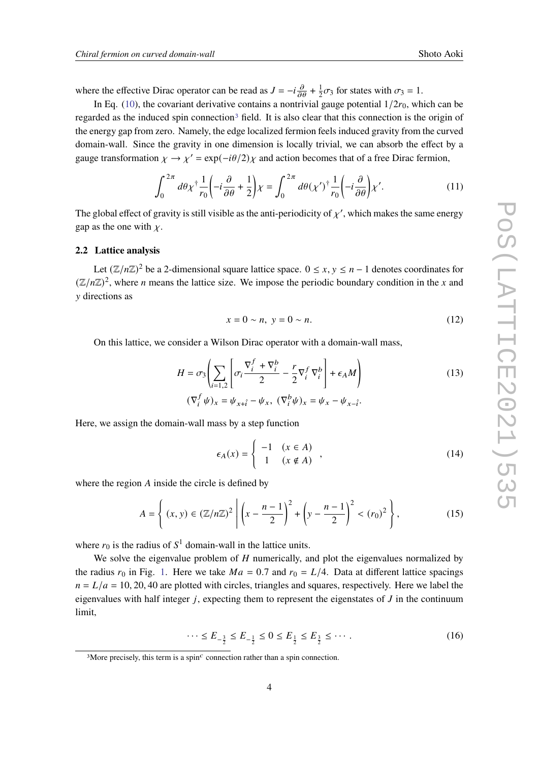where the effective Dirac operator can be read as $J = -i\frac{\partial}{\partial\theta} + \frac{1}{2}\sigma_3$ for states with $\sigma_3 = 1$.

In Eq. (10), the covariant derivative contains a nontrivial gauge potential $1/2r_0$, which can be regarded as the induced spin connection[3] field. It is also clear that this connection is the origin of the energy gap from zero. Namely, the edge localized fermion feels induced gravity from the curved domain-wall. Since the gravity in one dimension is locally trivial, we can absorb the effect by a gauge transformation $\chi \to \chi' = \exp(-i\theta/2)\chi$ and action becomes that of a free Dirac fermion,

$$\int_0^{2\pi} d\theta \chi^\dagger \frac{1}{r_0}\left(-i\frac{\partial}{\partial\theta} + \frac{1}{2}\right)\chi = \int_0^{2\pi} d\theta (\chi')^\dagger \frac{1}{r_0}\left(-i\frac{\partial}{\partial\theta}\right)\chi'. \tag{11}$$

The global effect of gravity is still visible as the anti-periodicity of $\chi'$, which makes the same energy gap as the one with $\chi$.

### 2.2 Lattice analysis

Let $(\mathbb{Z}/n\mathbb{Z})^2$ be a 2-dimensional square lattice space. $0 \le x, y \le n-1$ denotes coordinates for $(\mathbb{Z}/n\mathbb{Z})^2$, where $n$ means the lattice size. We impose the periodic boundary condition in the $x$ and $y$ directions as

$$x = 0 \sim n, \ y = 0 \sim n. \tag{12}$$

On this lattice, we consider a Wilson Dirac operator with a domain-wall mass,

$$H = \sigma_3\left(\sum_{i=1,2}\left[\sigma_i \frac{\nabla_i^f + \nabla_i^b}{2} - \frac{r}{2}\nabla_i^f \nabla_i^b\right] + \epsilon_A M\right) \tag{13}$$

$$(\nabla_i^f \psi)_x = \psi_{x+\hat{i}} - \psi_x, \ (\nabla_i^b \psi)_x = \psi_x - \psi_{x-\hat{i}}.$$

Here, we assign the domain-wall mass by a step function

$$\epsilon_A(x) = \begin{cases} -1 & (x \in A) \\ 1 & (x \notin A) \end{cases}, \tag{14}$$

where the region $A$ inside the circle is defined by

$$A = \left\{ (x, y) \in (\mathbb{Z}/n\mathbb{Z})^2 \ \middle| \ \left(x - \frac{n-1}{2}\right)^2 + \left(y - \frac{n-1}{2}\right)^2 < (r_0)^2 \right\}, \tag{15}$$

where $r_0$ is the radius of $S^1$ domain-wall in the lattice units.

We solve the eigenvalue problem of $H$ numerically, and plot the eigenvalues normalized by the radius $r_0$ in Fig. 1. Here we take $Ma = 0.7$ and $r_0 = L/4$. Data at different lattice spacings $n = L/a = 10, 20, 40$ are plotted with circles, triangles and squares, respectively. Here we label the eigenvalues with half integer $j$, expecting them to represent the eigenstates of $J$ in the continuum limit,

$$\cdots \le E_{-\frac{3}{2}} \le E_{-\frac{1}{2}} \le 0 \le E_{\frac{1}{2}} \le E_{\frac{3}{2}} \le \cdots. \tag{16}$$

[3]More precisely, this term is a spin$^c$ connection rather than a spin connection.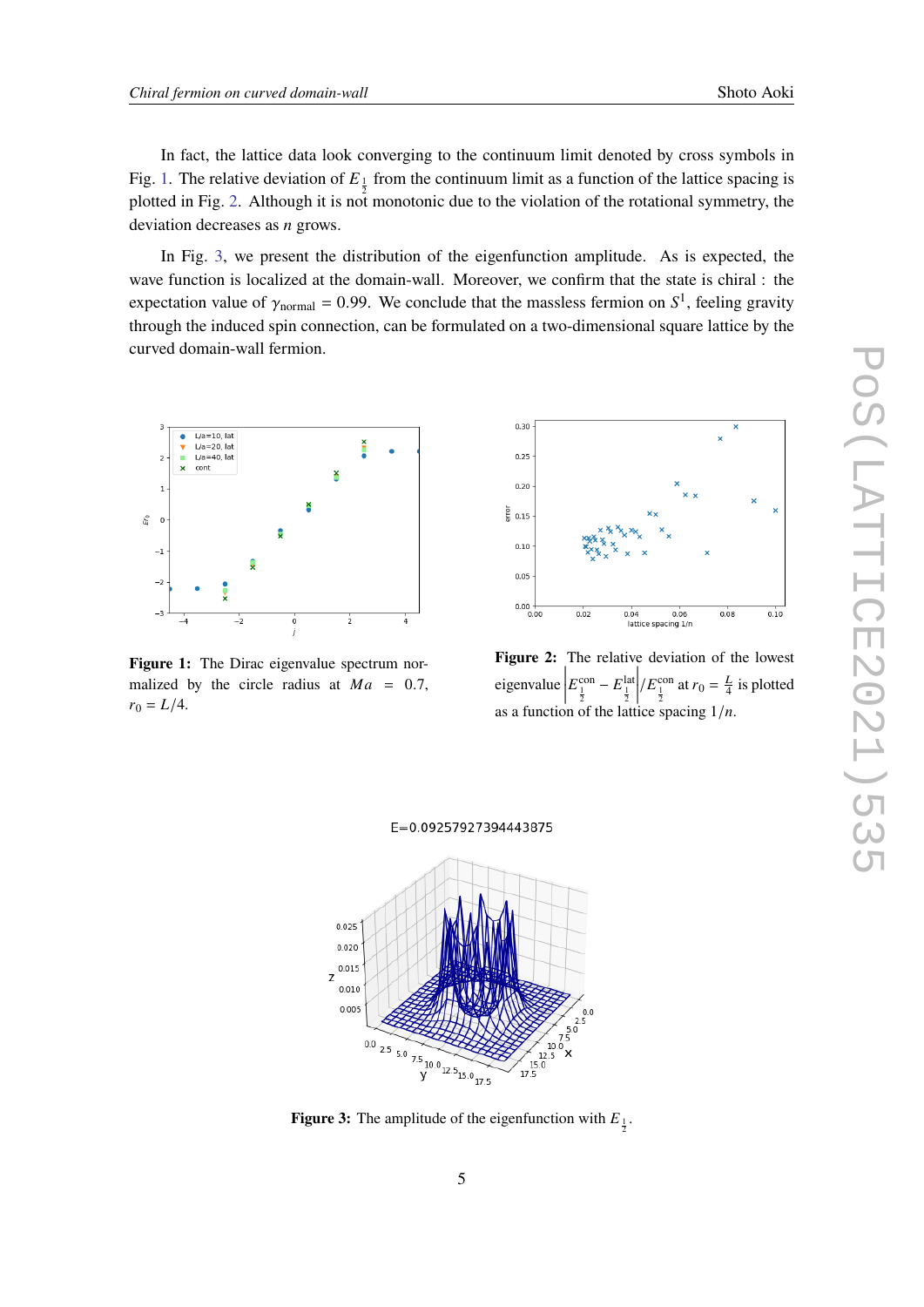In fact, the lattice data look converging to the continuum limit denoted by cross symbols in Fig. 1. The relative deviation of $E_{\frac{1}{2}}$ from the continuum limit as a function of the lattice spacing is plotted in Fig. 2. Although it is not monotonic due to the violation of the rotational symmetry, the deviation decreases as $n$ grows.

In Fig. 3, we present the distribution of the eigenfunction amplitude. As is expected, the wave function is localized at the domain-wall. Moreover, we confirm that the state is chiral : the expectation value of $\gamma_{\text{normal}} = 0.99$. We conclude that the massless fermion on $S^1$, feeling gravity through the induced spin connection, can be formulated on a two-dimensional square lattice by the curved domain-wall fermion.

**Figure 1:** The Dirac eigenvalue spectrum normalized by the circle radius at $Ma = 0.7$, $r_0 = L/4$.

**Figure 2:** The relative deviation of the lowest eigenvalue $\left|E^{\text{con}}_{\frac{1}{2}} - E^{\text{lat}}_{\frac{1}{2}}\right|/E^{\text{con}}_{\frac{1}{2}}$ at $r_0 = \frac{L}{4}$ is plotted as a function of the lattice spacing $1/n$.

**Figure 3:** The amplitude of the eigenfunction with $E_{\frac{1}{2}}$.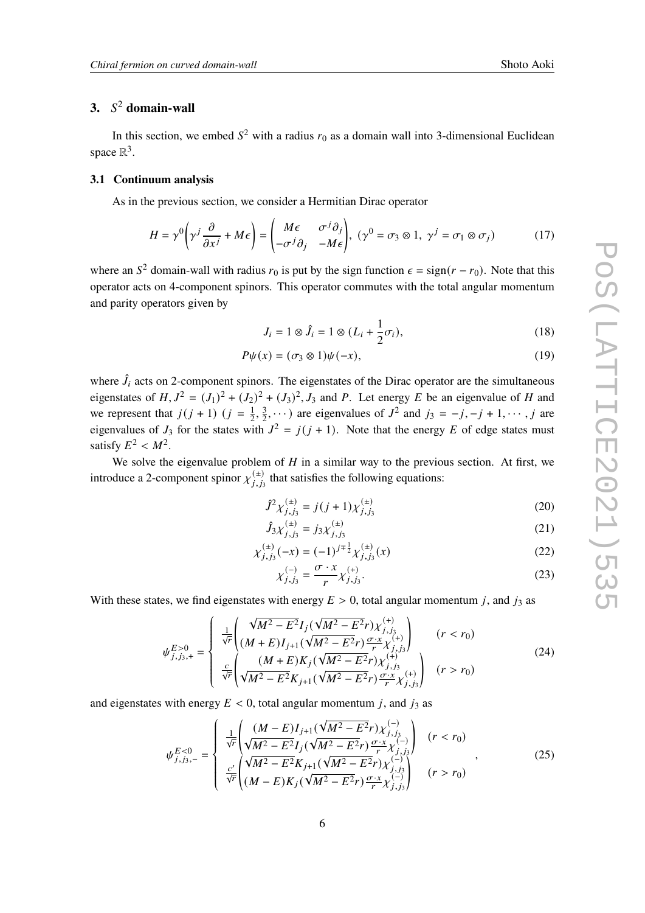## 3. $S^2$ domain-wall

In this section, we embed $S^2$ with a radius $r_0$ as a domain wall into 3-dimensional Euclidean space $\mathbb{R}^3$.

### 3.1 Continuum analysis

As in the previous section, we consider a Hermitian Dirac operator

$$
H = \gamma^0 \left( \gamma^j \frac{\partial}{\partial x^j} + M\epsilon \right) = \begin{pmatrix} M\epsilon & \sigma^j \partial_j \\ -\sigma^j \partial_j & -M\epsilon \end{pmatrix}, \; (\gamma^0 = \sigma_3 \otimes 1, \; \gamma^j = \sigma_1 \otimes \sigma_j) \tag{17}
$$

where an $S^2$ domain-wall with radius $r_0$ is put by the sign function $\epsilon = \text{sign}(r - r_0)$. Note that this operator acts on 4-component spinors. This operator commutes with the total angular momentum and parity operators given by

$$
J_i = 1 \otimes \hat{J}_i = 1 \otimes (L_i + \frac{1}{2}\sigma_i), \tag{18}
$$

$$
P\psi(x) = (\sigma_3 \otimes 1)\psi(-x), \tag{19}
$$

where $\hat{J}_i$ acts on 2-component spinors. The eigenstates of the Dirac operator are the simultaneous eigenstates of $H, J^2 = (J_1)^2 + (J_2)^2 + (J_3)^2, J_3$ and $P$. Let energy $E$ be an eigenvalue of $H$ and we represent that $j(j+1)$ ($j = \frac{1}{2}, \frac{3}{2}, \cdots$) are eigenvalues of $J^2$ and $j_3 = -j, -j+1, \cdots, j$ are eigenvalues of $J_3$ for the states with $J^2 = j(j+1)$. Note that the energy $E$ of edge states must satisfy $E^2 < M^2$.

We solve the eigenvalue problem of $H$ in a similar way to the previous section. At first, we introduce a 2-component spinor $\chi^{(\pm)}_{j,j_3}$ that satisfies the following equations:

$$
\hat{J}^2 \chi^{(\pm)}_{j,j_3} = j(j+1)\chi^{(\pm)}_{j,j_3} \tag{20}
$$

$$
\hat{J}_3 \chi^{(\pm)}_{j,j_3} = j_3 \chi^{(\pm)}_{j,j_3} \tag{21}
$$

$$
\chi^{(\pm)}_{j,j_3}(-x) = (-1)^{j \mp \frac{1}{2}} \chi^{(\pm)}_{j,j_3}(x) \tag{22}
$$

$$
\chi^{(-)}_{j,j_3} = \frac{\sigma \cdot x}{r} \chi^{(+)}_{j,j_3}. \tag{23}
$$

With these states, we find eigenstates with energy $E > 0$, total angular momentum $j$, and $j_3$ as

$$
\psi^{E>0}_{j,j_3,+} = \begin{cases} \frac{1}{\sqrt{r}} \begin{pmatrix} \sqrt{M^2 - E^2} I_j(\sqrt{M^2 - E^2} r) \chi^{(+)}_{j,j_3} \\ (M + E) I_{j+1}(\sqrt{M^2 - E^2} r) \frac{\sigma \cdot x}{r} \chi^{(+)}_{j,j_3} \end{pmatrix} & (r < r_0) \\ \frac{c}{\sqrt{r}} \begin{pmatrix} (M + E) K_j(\sqrt{M^2 - E^2} r) \chi^{(+)}_{j,j_3} \\ \sqrt{M^2 - E^2} K_{j+1}(\sqrt{M^2 - E^2} r) \frac{\sigma \cdot x}{r} \chi^{(+)}_{j,j_3} \end{pmatrix} & (r > r_0) \end{cases} \tag{24}
$$

and eigenstates with energy $E < 0$, total angular momentum $j$, and $j_3$ as

$$
\psi^{E<0}_{j,j_3,-} = \begin{cases} \frac{1}{\sqrt{r}} \begin{pmatrix} (M - E) I_{j+1}(\sqrt{M^2 - E^2} r) \chi^{(-)}_{j,j_3} \\ \sqrt{M^2 - E^2} I_j(\sqrt{M^2 - E^2} r) \frac{\sigma \cdot x}{r} \chi^{(-)}_{j,j_3} \end{pmatrix} & (r < r_0) \\ \frac{c'}{\sqrt{r}} \begin{pmatrix} \sqrt{M^2 - E^2} K_{j+1}(\sqrt{M^2 - E^2} r) \chi^{(-)}_{j,j_3} \\ (M - E) K_j(\sqrt{M^2 - E^2} r) \frac{\sigma \cdot x}{r} \chi^{(-)}_{j,j_3} \end{pmatrix} & (r > r_0) \end{cases}, \tag{25}
$$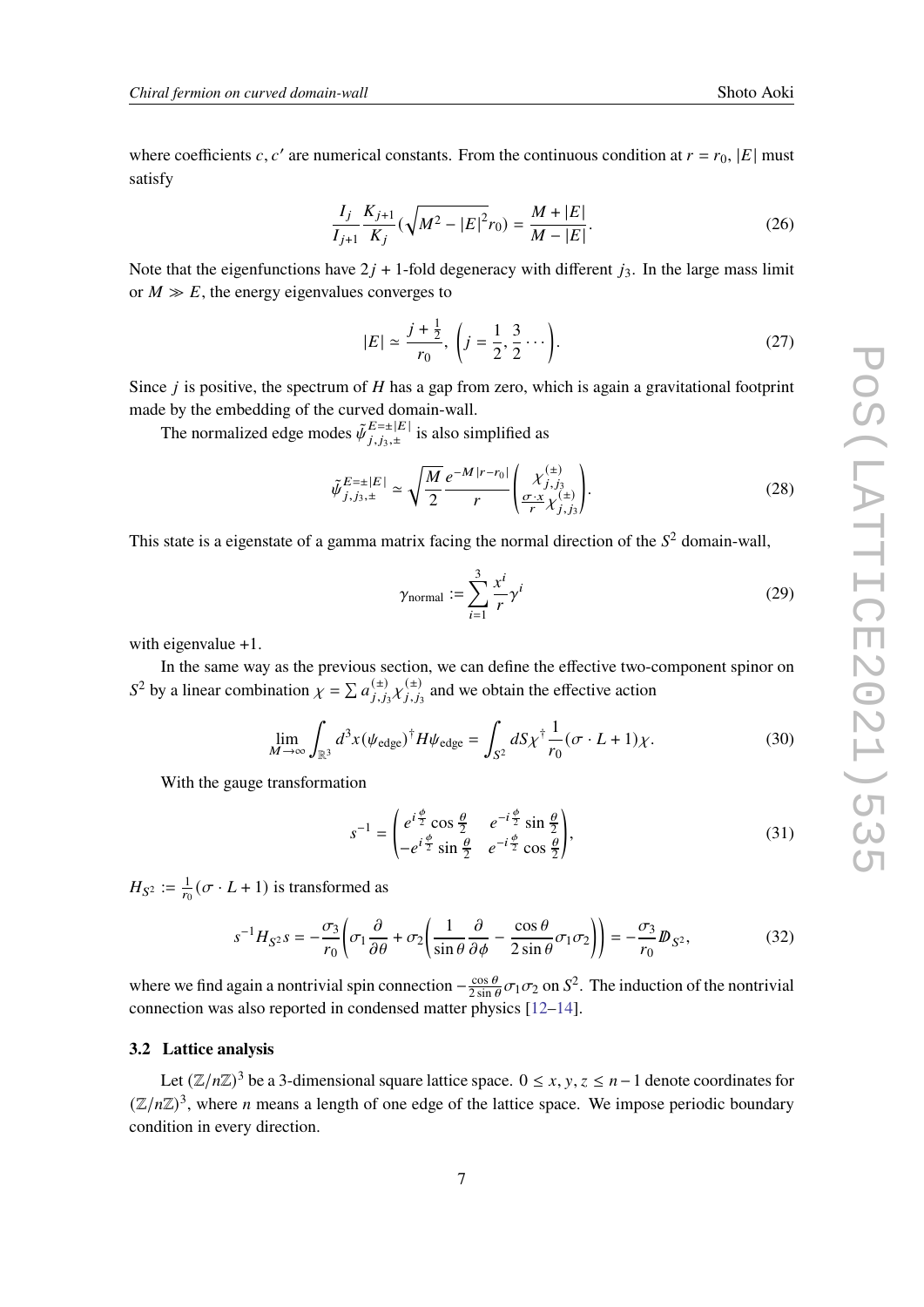where coefficients $c, c'$ are numerical constants. From the continuous condition at $r = r_0$, $|E|$ must satisfy

$$\frac{I_j}{I_{j+1}}\frac{K_{j+1}}{K_j}(\sqrt{M^2 - |E|^2}r_0) = \frac{M + |E|}{M - |E|}. \tag{26}$$

Note that the eigenfunctions have $2j + 1$-fold degeneracy with different $j_3$. In the large mass limit or $M \gg E$, the energy eigenvalues converges to

$$|E| \simeq \frac{j + \frac{1}{2}}{r_0}, \ \left(j = \frac{1}{2}, \frac{3}{2} \cdots\right). \tag{27}$$

Since $j$ is positive, the spectrum of $H$ has a gap from zero, which is again a gravitational footprint made by the embedding of the curved domain-wall.

The normalized edge modes $\tilde{\psi}^{E=\pm|E|}_{j,j_3,\pm}$ is also simplified as

$$\tilde{\psi}^{E=\pm|E|}_{j,j_3,\pm} \simeq \sqrt{\frac{M}{2}}\frac{e^{-M|r-r_0|}}{r}\begin{pmatrix} \chi^{(\pm)}_{j,j_3} \\ \frac{\sigma\cdot x}{r}\chi^{(\pm)}_{j,j_3}\end{pmatrix}. \tag{28}$$

This state is a eigenstate of a gamma matrix facing the normal direction of the $S^2$ domain-wall,

$$\gamma_{\text{normal}} := \sum_{i=1}^{3}\frac{x^i}{r}\gamma^i \tag{29}$$

with eigenvalue $+1$.

In the same way as the previous section, we can define the effective two-component spinor on $S^2$ by a linear combination $\chi = \sum a^{(\pm)}_{j,j_3}\chi^{(\pm)}_{j,j_3}$ and we obtain the effective action

$$\lim_{M\to\infty}\int_{\mathbb{R}^3} d^3x(\psi_{\text{edge}})^\dagger H\psi_{\text{edge}} = \int_{S^2} dS\chi^\dagger\frac{1}{r_0}(\sigma\cdot L + 1)\chi. \tag{30}$$

With the gauge transformation

$$s^{-1} = \begin{pmatrix} e^{i\frac{\phi}{2}}\cos\frac{\theta}{2} & e^{-i\frac{\phi}{2}}\sin\frac{\theta}{2} \\ -e^{i\frac{\phi}{2}}\sin\frac{\theta}{2} & e^{-i\frac{\phi}{2}}\cos\frac{\theta}{2}\end{pmatrix}, \tag{31}$$

$H_{S^2} := \frac{1}{r_0}(\sigma\cdot L + 1)$ is transformed as

$$s^{-1}H_{S^2}s = -\frac{\sigma_3}{r_0}\left(\sigma_1\frac{\partial}{\partial\theta} + \sigma_2\left(\frac{1}{\sin\theta}\frac{\partial}{\partial\phi} - \frac{\cos\theta}{2\sin\theta}\sigma_1\sigma_2\right)\right) = -\frac{\sigma_3}{r_0}\not{D}_{S^2}, \tag{32}$$

where we find again a nontrivial spin connection $-\frac{\cos\theta}{2\sin\theta}\sigma_1\sigma_2$ on $S^2$. The induction of the nontrivial connection was also reported in condensed matter physics [12–14].

### 3.2 Lattice analysis

Let $(\mathbb{Z}/n\mathbb{Z})^3$ be a 3-dimensional square lattice space. $0 \leq x, y, z \leq n-1$ denote coordinates for $(\mathbb{Z}/n\mathbb{Z})^3$, where $n$ means a length of one edge of the lattice space. We impose periodic boundary condition in every direction.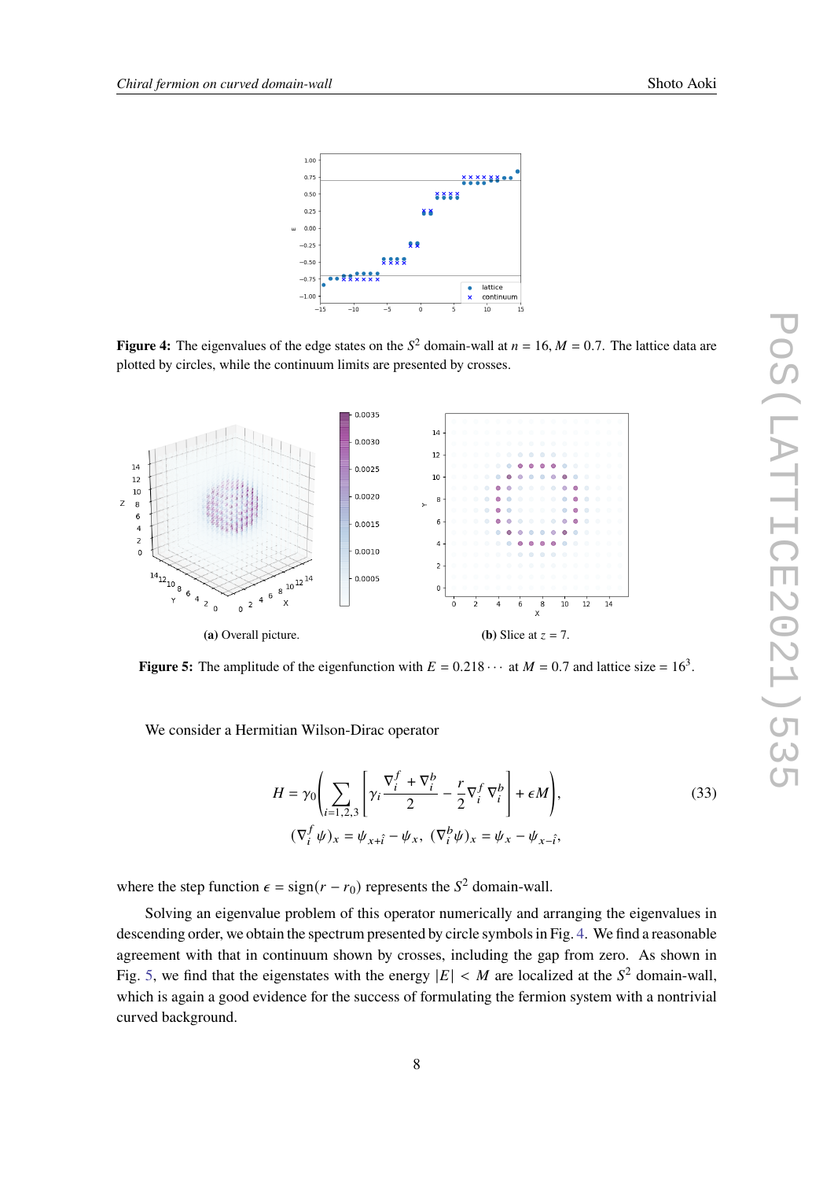**Figure 4:** The eigenvalues of the edge states on the $S^2$ domain-wall at $n = 16, M = 0.7$. The lattice data are plotted by circles, while the continuum limits are presented by crosses.

(a) Overall picture.

(b) Slice at $z = 7$.

**Figure 5:** The amplitude of the eigenfunction with $E = 0.218\cdots$ at $M = 0.7$ and lattice size $= 16^3$.

We consider a Hermitian Wilson-Dirac operator

$$H = \gamma_0 \left( \sum_{i=1,2,3} \left[ \gamma_i \frac{\nabla_i^f + \nabla_i^b}{2} - \frac{r}{2} \nabla_i^f \nabla_i^b \right] + \epsilon M \right), \tag{33}$$

$$(\nabla_i^f \psi)_x = \psi_{x+\hat{i}} - \psi_x, \; (\nabla_i^b \psi)_x = \psi_x - \psi_{x-\hat{i}},$$

where the step function $\epsilon = \text{sign}(r - r_0)$ represents the $S^2$ domain-wall.

Solving an eigenvalue problem of this operator numerically and arranging the eigenvalues in descending order, we obtain the spectrum presented by circle symbols in Fig. 4. We find a reasonable agreement with that in continuum shown by crosses, including the gap from zero. As shown in Fig. 5, we find that the eigenstates with the energy $|E| < M$ are localized at the $S^2$ domain-wall, which is again a good evidence for the success of formulating the fermion system with a nontrivial curved background.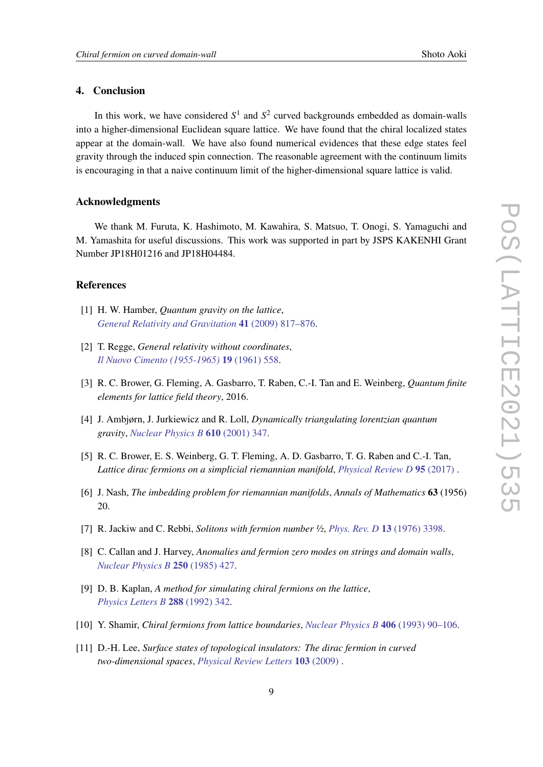## 4. Conclusion

In this work, we have considered $S^1$ and $S^2$ curved backgrounds embedded as domain-walls into a higher-dimensional Euclidean square lattice. We have found that the chiral localized states appear at the domain-wall. We have also found numerical evidences that these edge states feel gravity through the induced spin connection. The reasonable agreement with the continuum limits is encouraging in that a naive continuum limit of the higher-dimensional square lattice is valid.

### Acknowledgments

We thank M. Furuta, K. Hashimoto, M. Kawahira, S. Matsuo, T. Onogi, S. Yamaguchi and M. Yamashita for useful discussions. This work was supported in part by JSPS KAKENHI Grant Number JP18H01216 and JP18H04484.

### References

[1] H. W. Hamber, *Quantum gravity on the lattice*, *General Relativity and Gravitation* **41** (2009) 817–876.

[2] T. Regge, *General relativity without coordinates*, *Il Nuovo Cimento (1955-1965)* **19** (1961) 558.

[3] R. C. Brower, G. Fleming, A. Gasbarro, T. Raben, C.-I. Tan and E. Weinberg, *Quantum finite elements for lattice field theory*, 2016.

[4] J. Ambjørn, J. Jurkiewicz and R. Loll, *Dynamically triangulating lorentzian quantum gravity*, *Nuclear Physics B* **610** (2001) 347.

[5] R. C. Brower, E. S. Weinberg, G. T. Fleming, A. D. Gasbarro, T. G. Raben and C.-I. Tan, *Lattice dirac fermions on a simplicial riemannian manifold*, *Physical Review D* **95** (2017) .

[6] J. Nash, *The imbedding problem for riemannian manifolds*, *Annals of Mathematics* **63** (1956) 20.

[7] R. Jackiw and C. Rebbi, *Solitons with fermion number ½*, *Phys. Rev. D* **13** (1976) 3398.

[8] C. Callan and J. Harvey, *Anomalies and fermion zero modes on strings and domain walls*, *Nuclear Physics B* **250** (1985) 427.

[9] D. B. Kaplan, *A method for simulating chiral fermions on the lattice*, *Physics Letters B* **288** (1992) 342.

[10] Y. Shamir, *Chiral fermions from lattice boundaries*, *Nuclear Physics B* **406** (1993) 90–106.

[11] D.-H. Lee, *Surface states of topological insulators: The dirac fermion in curved two-dimensional spaces*, *Physical Review Letters* **103** (2009) .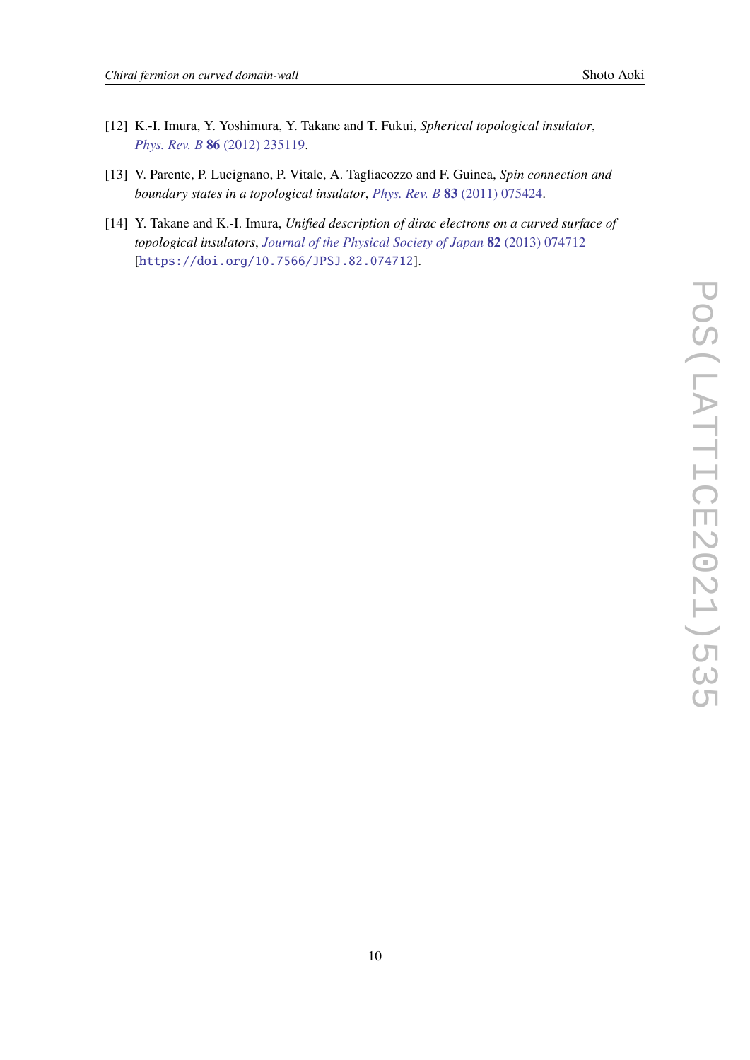[12] K.-I. Imura, Y. Yoshimura, Y. Takane and T. Fukui, *Spherical topological insulator*, *Phys. Rev. B* **86** (2012) 235119.

[13] V. Parente, P. Lucignano, P. Vitale, A. Tagliacozzo and F. Guinea, *Spin connection and boundary states in a topological insulator*, *Phys. Rev. B* **83** (2011) 075424.

[14] Y. Takane and K.-I. Imura, *Unified description of dirac electrons on a curved surface of topological insulators*, *Journal of the Physical Society of Japan* **82** (2013) 074712 [https://doi.org/10.7566/JPSJ.82.074712].